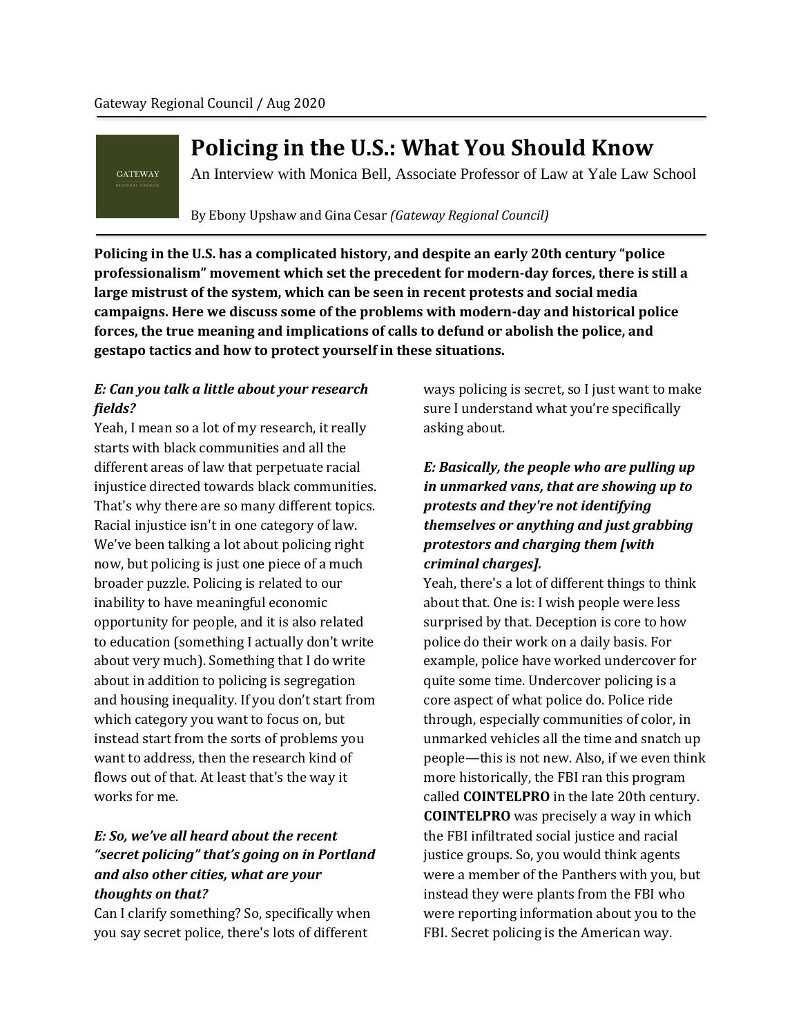Gateway Regional Council / Aug 2020

GATEWAY REGIONAL COUNCIL

# Policing in the U.S.: What You Should Know

An Interview with Monica Bell, Associate Professor of Law at Yale Law School

By Ebony Upshaw and Gina Cesar *(Gateway Regional Council)*

**Policing in the U.S. has a complicated history, and despite an early 20th century "police professionalism" movement which set the precedent for modern-day forces, there is still a large mistrust of the system, which can be seen in recent protests and social media campaigns. Here we discuss some of the problems with modern-day and historical police forces, the true meaning and implications of calls to defund or abolish the police, and gestapo tactics and how to protect yourself in these situations.**

***E: Can you talk a little about your research fields?***

Yeah, I mean so a lot of my research, it really starts with black communities and all the different areas of law that perpetuate racial injustice directed towards black communities. That's why there are so many different topics. Racial injustice isn't in one category of law. We've been talking a lot about policing right now, but policing is just one piece of a much broader puzzle. Policing is related to our inability to have meaningful economic opportunity for people, and it is also related to education (something I actually don't write about very much). Something that I do write about in addition to policing is segregation and housing inequality. If you don't start from which category you want to focus on, but instead start from the sorts of problems you want to address, then the research kind of flows out of that. At least that's the way it works for me.

***E: So, we've all heard about the recent "secret policing" that's going on in Portland and also other cities, what are your thoughts on that?***

Can I clarify something? So, specifically when you say secret police, there's lots of different ways policing is secret, so I just want to make sure I understand what you're specifically asking about.

***E: Basically, the people who are pulling up in unmarked vans, that are showing up to protests and they're not identifying themselves or anything and just grabbing protestors and charging them [with criminal charges].***

Yeah, there's a lot of different things to think about that. One is: I wish people were less surprised by that. Deception is core to how police do their work on a daily basis. For example, police have worked undercover for quite some time. Undercover policing is a core aspect of what police do. Police ride through, especially communities of color, in unmarked vehicles all the time and snatch up people—this is not new. Also, if we even think more historically, the FBI ran this program called **COINTELPRO** in the late 20th century. **COINTELPRO** was precisely a way in which the FBI infiltrated social justice and racial justice groups. So, you would think agents were a member of the Panthers with you, but instead they were plants from the FBI who were reporting information about you to the FBI. Secret policing is the American way.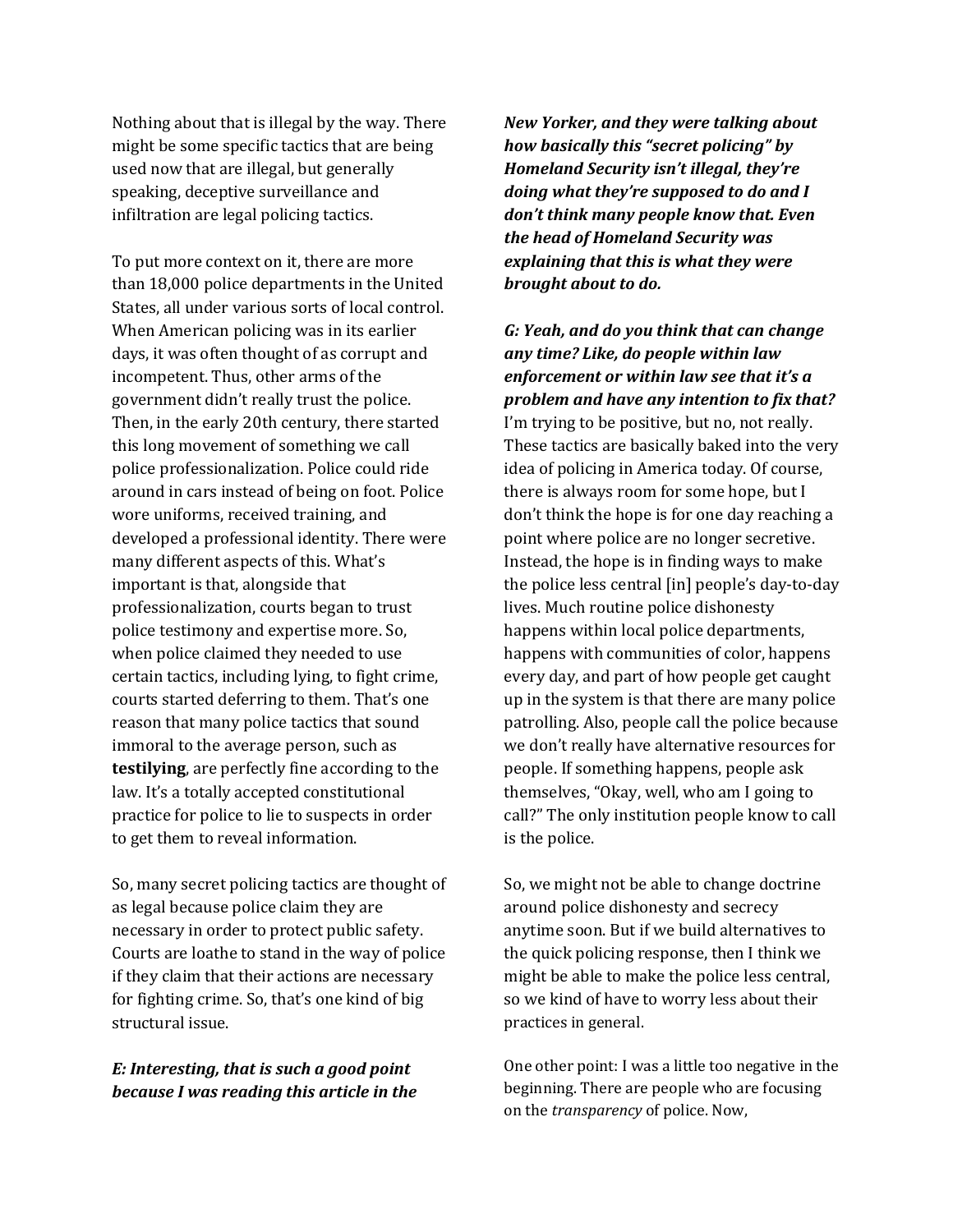Nothing about that is illegal by the way. There might be some specific tactics that are being used now that are illegal, but generally speaking, deceptive surveillance and infiltration are legal policing tactics.

To put more context on it, there are more than 18,000 police departments in the United States, all under various sorts of local control. When American policing was in its earlier days, it was often thought of as corrupt and incompetent. Thus, other arms of the government didn't really trust the police. Then, in the early 20th century, there started this long movement of something we call police professionalization. Police could ride around in cars instead of being on foot. Police wore uniforms, received training, and developed a professional identity. There were many different aspects of this. What's important is that, alongside that professionalization, courts began to trust police testimony and expertise more. So, when police claimed they needed to use certain tactics, including lying, to fight crime, courts started deferring to them. That's one reason that many police tactics that sound immoral to the average person, such as **testilying**, are perfectly fine according to the law. It's a totally accepted constitutional practice for police to lie to suspects in order to get them to reveal information.

So, many secret policing tactics are thought of as legal because police claim they are necessary in order to protect public safety. Courts are loathe to stand in the way of police if they claim that their actions are necessary for fighting crime. So, that's one kind of big structural issue.

***E: Interesting, that is such a good point because I was reading this article in the New Yorker, and they were talking about how basically this "secret policing" by Homeland Security isn't illegal, they're doing what they're supposed to do and I don't think many people know that. Even the head of Homeland Security was explaining that this is what they were brought about to do.***

***G: Yeah, and do you think that can change any time? Like, do people within law enforcement or within law see that it's a problem and have any intention to fix that?***
I'm trying to be positive, but no, not really. These tactics are basically baked into the very idea of policing in America today. Of course, there is always room for some hope, but I don't think the hope is for one day reaching a point where police are no longer secretive. Instead, the hope is in finding ways to make the police less central [in] people's day-to-day lives. Much routine police dishonesty happens within local police departments, happens with communities of color, happens every day, and part of how people get caught up in the system is that there are many police patrolling. Also, people call the police because we don't really have alternative resources for people. If something happens, people ask themselves, "Okay, well, who am I going to call?" The only institution people know to call is the police.

So, we might not be able to change doctrine around police dishonesty and secrecy anytime soon. But if we build alternatives to the quick policing response, then I think we might be able to make the police less central, so we kind of have to worry less about their practices in general.

One other point: I was a little too negative in the beginning. There are people who are focusing on the *transparency* of police. Now,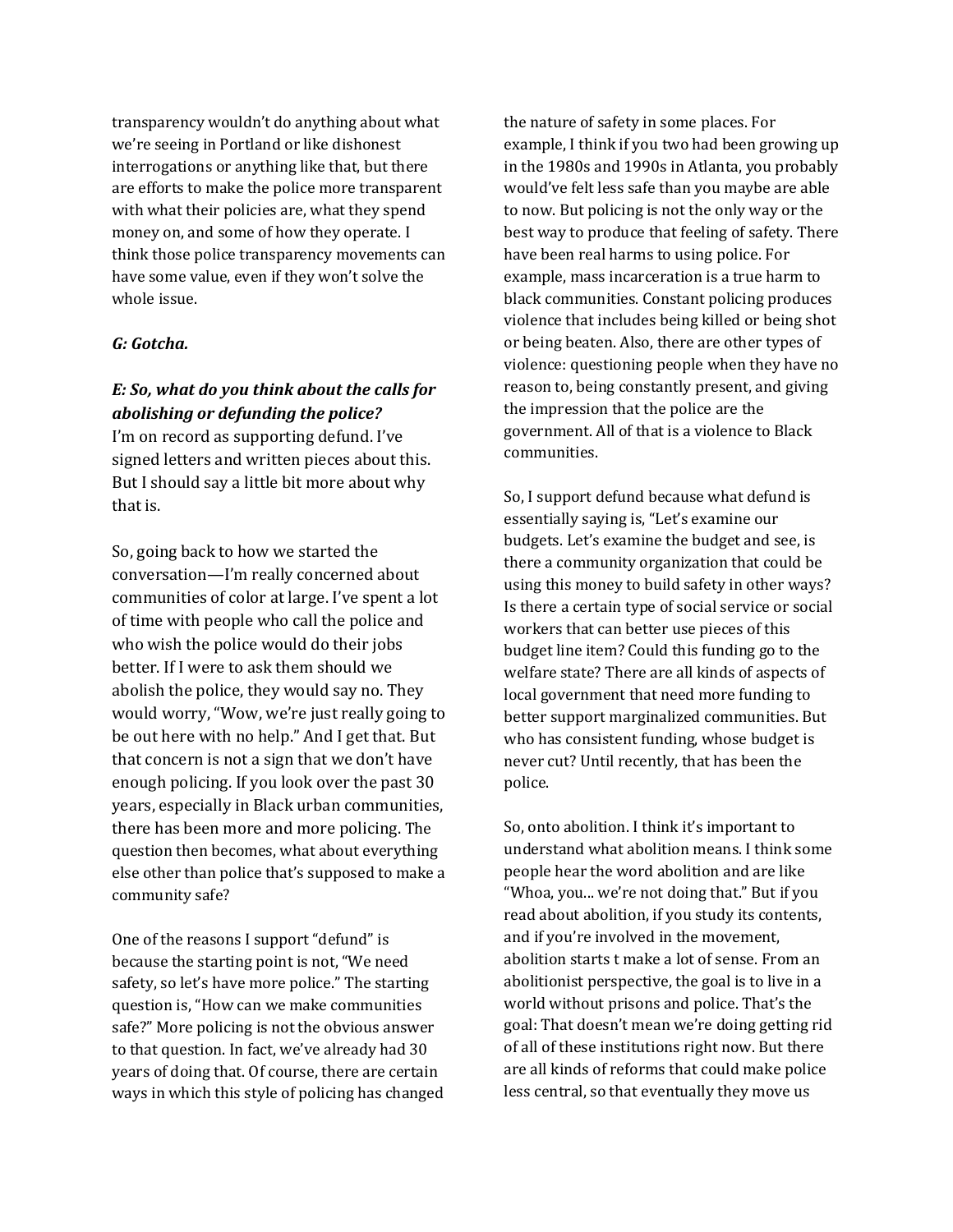transparency wouldn't do anything about what we're seeing in Portland or like dishonest interrogations or anything like that, but there are efforts to make the police more transparent with what their policies are, what they spend money on, and some of how they operate. I think those police transparency movements can have some value, even if they won't solve the whole issue.

***G: Gotcha.***

***E: So, what do you think about the calls for abolishing or defunding the police?***

I'm on record as supporting defund. I've signed letters and written pieces about this. But I should say a little bit more about why that is.

So, going back to how we started the conversation—I'm really concerned about communities of color at large. I've spent a lot of time with people who call the police and who wish the police would do their jobs better. If I were to ask them should we abolish the police, they would say no. They would worry, "Wow, we're just really going to be out here with no help." And I get that. But that concern is not a sign that we don't have enough policing. If you look over the past 30 years, especially in Black urban communities, there has been more and more policing. The question then becomes, what about everything else other than police that's supposed to make a community safe?

One of the reasons I support "defund" is because the starting point is not, "We need safety, so let's have more police." The starting question is, "How can we make communities safe?" More policing is not the obvious answer to that question. In fact, we've already had 30 years of doing that. Of course, there are certain ways in which this style of policing has changed the nature of safety in some places. For example, I think if you two had been growing up in the 1980s and 1990s in Atlanta, you probably would've felt less safe than you maybe are able to now. But policing is not the only way or the best way to produce that feeling of safety. There have been real harms to using police. For example, mass incarceration is a true harm to black communities. Constant policing produces violence that includes being killed or being shot or being beaten. Also, there are other types of violence: questioning people when they have no reason to, being constantly present, and giving the impression that the police are the government. All of that is a violence to Black communities.

So, I support defund because what defund is essentially saying is, "Let's examine our budgets. Let's examine the budget and see, is there a community organization that could be using this money to build safety in other ways? Is there a certain type of social service or social workers that can better use pieces of this budget line item? Could this funding go to the welfare state? There are all kinds of aspects of local government that need more funding to better support marginalized communities. But who has consistent funding, whose budget is never cut? Until recently, that has been the police.

So, onto abolition. I think it's important to understand what abolition means. I think some people hear the word abolition and are like "Whoa, you... we're not doing that." But if you read about abolition, if you study its contents, and if you're involved in the movement, abolition starts t make a lot of sense. From an abolitionist perspective, the goal is to live in a world without prisons and police. That's the goal: That doesn't mean we're doing getting rid of all of these institutions right now. But there are all kinds of reforms that could make police less central, so that eventually they move us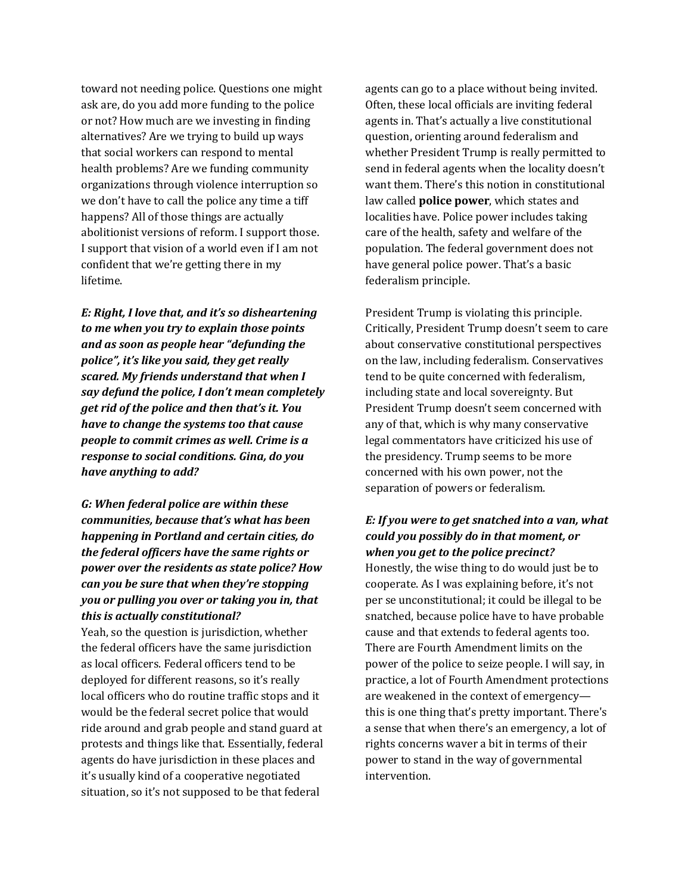toward not needing police. Questions one might ask are, do you add more funding to the police or not? How much are we investing in finding alternatives? Are we trying to build up ways that social workers can respond to mental health problems? Are we funding community organizations through violence interruption so we don't have to call the police any time a tiff happens? All of those things are actually abolitionist versions of reform. I support those. I support that vision of a world even if I am not confident that we're getting there in my lifetime.

***E: Right, I love that, and it's so disheartening to me when you try to explain those points and as soon as people hear "defunding the police", it's like you said, they get really scared. My friends understand that when I say defund the police, I don't mean completely get rid of the police and then that's it. You have to change the systems too that cause people to commit crimes as well. Crime is a response to social conditions. Gina, do you have anything to add?***

***G: When federal police are within these communities, because that's what has been happening in Portland and certain cities, do the federal officers have the same rights or power over the residents as state police? How can you be sure that when they're stopping you or pulling you over or taking you in, that this is actually constitutional?***

Yeah, so the question is jurisdiction, whether the federal officers have the same jurisdiction as local officers. Federal officers tend to be deployed for different reasons, so it's really local officers who do routine traffic stops and it would be the federal secret police that would ride around and grab people and stand guard at protests and things like that. Essentially, federal agents do have jurisdiction in these places and it's usually kind of a cooperative negotiated situation, so it's not supposed to be that federal agents can go to a place without being invited. Often, these local officials are inviting federal agents in. That's actually a live constitutional question, orienting around federalism and whether President Trump is really permitted to send in federal agents when the locality doesn't want them. There's this notion in constitutional law called **police power**, which states and localities have. Police power includes taking care of the health, safety and welfare of the population. The federal government does not have general police power. That's a basic federalism principle.

President Trump is violating this principle. Critically, President Trump doesn't seem to care about conservative constitutional perspectives on the law, including federalism. Conservatives tend to be quite concerned with federalism, including state and local sovereignty. But President Trump doesn't seem concerned with any of that, which is why many conservative legal commentators have criticized his use of the presidency. Trump seems to be more concerned with his own power, not the separation of powers or federalism.

***E: If you were to get snatched into a van, what could you possibly do in that moment, or when you get to the police precinct?***

Honestly, the wise thing to do would just be to cooperate. As I was explaining before, it's not per se unconstitutional; it could be illegal to be snatched, because police have to have probable cause and that extends to federal agents too. There are Fourth Amendment limits on the power of the police to seize people. I will say, in practice, a lot of Fourth Amendment protections are weakened in the context of emergency—this is one thing that's pretty important. There's a sense that when there's an emergency, a lot of rights concerns waver a bit in terms of their power to stand in the way of governmental intervention.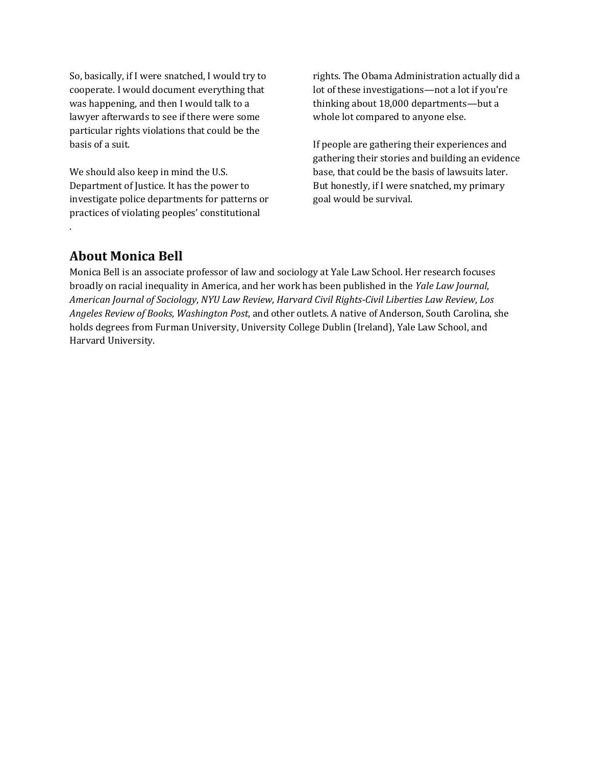So, basically, if I were snatched, I would try to cooperate. I would document everything that was happening, and then I would talk to a lawyer afterwards to see if there were some particular rights violations that could be the basis of a suit.

We should also keep in mind the U.S. Department of Justice. It has the power to investigate police departments for patterns or practices of violating peoples' constitutional rights. The Obama Administration actually did a lot of these investigations—not a lot if you're thinking about 18,000 departments—but a whole lot compared to anyone else.

If people are gathering their experiences and gathering their stories and building an evidence base, that could be the basis of lawsuits later. But honestly, if I were snatched, my primary goal would be survival.

## About Monica Bell

Monica Bell is an associate professor of law and sociology at Yale Law School. Her research focuses broadly on racial inequality in America, and her work has been published in the *Yale Law Journal*, *American Journal of Sociology*, *NYU Law Review*, *Harvard Civil Rights-Civil Liberties Law Review*, *Los Angeles Review of Books*, *Washington Post*, and other outlets. A native of Anderson, South Carolina, she holds degrees from Furman University, University College Dublin (Ireland), Yale Law School, and Harvard University.